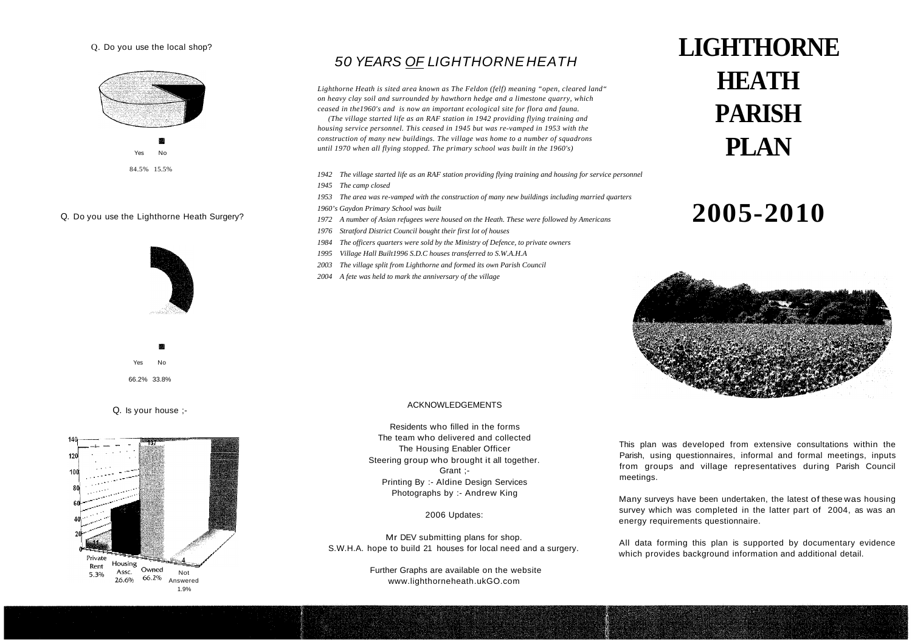# LIGHTHORNE HEATH PARISH PLAN

# 2005-2010

This plan was developed from extensive consultations within the Parish, using questionnaires, informal and formal meetings, inputs from groups and village representatives during Parish Council meetings.

Many surveys have been undertaken, the latest of these was housing survey which was completed in the latter part of 2004, as was an energy requirements questionnaire.

All data forming this plan is supported by documentary evidence which provides background information and additional detail.

## *50 YEARS OF LIGHTHORNE HEATH*

*Lighthorne Heath is sited area known as The Feldon (felf) meaning "open, cleared land" on heavy clay soil and surrounded by hawthorn hedge and a limestone quarry, which ceased in the1960's and is now an important ecological site for flora and fauna.*

*(The village started life as an RAF station in 1942 providing flying training and housing service personnel. This ceased in 1945 but was re-vamped in 1953 with the construction of many new buildings. The village was home to a number of squadrons until 1970 when all flying stopped. The primary school was built in the 1960's)*

*1942 The village started life as an RAF station providing flying training and housing for service personnel*

*1945 The camp closed*

*1953 The area was re-vamped with the construction of many new buildings including married quarters*

*1960's Gaydon Primary School was built*

*1972 A number of Asian refugees were housed on the Heath. These were followed by Americans*

*1976 Stratford District Council bought their first lot of houses*

*1984 The officers quarters were sold by the Ministry of Defence, to private owners*

*1995 Village Hall Built1996 S.D.C houses transferred to S.W.A.H.A*

*2003 The village split from Lighthorne and formed its own Parish Council*

*2004 A fete was held to mark the anniversary of the village*

Q. Do you use the local shop?

| Yes | No |
|---|---|
| 84.5% | 15.5% |

Q. Do you use the Lighthorne Heath Surgery?

| Yes | No |
|---|---|
| 66.2% | 33.8% |

Q. Is your house ;-

| Private Rent | Housing Assc. | Owned | Not Answered |
|---|---|---|---|
| 11 | | 137 | 4 |
| 5.3% | 26.6% | 66.2% | 1.9% |

ACKNOWLEDGEMENTS

Residents who filled in the forms
The team who delivered and collected
The Housing Enabler Officer
Steering group who brought it all together.
Grant ;-
Printing By :- Aldine Design Services
Photographs by :- Andrew King

2006 Updates:

Mr DEV submitting plans for shop.
S.W.H.A. hope to build 21 houses for local need and a surgery.

Further Graphs are available on the website
www.lighthorneheath.ukGO.com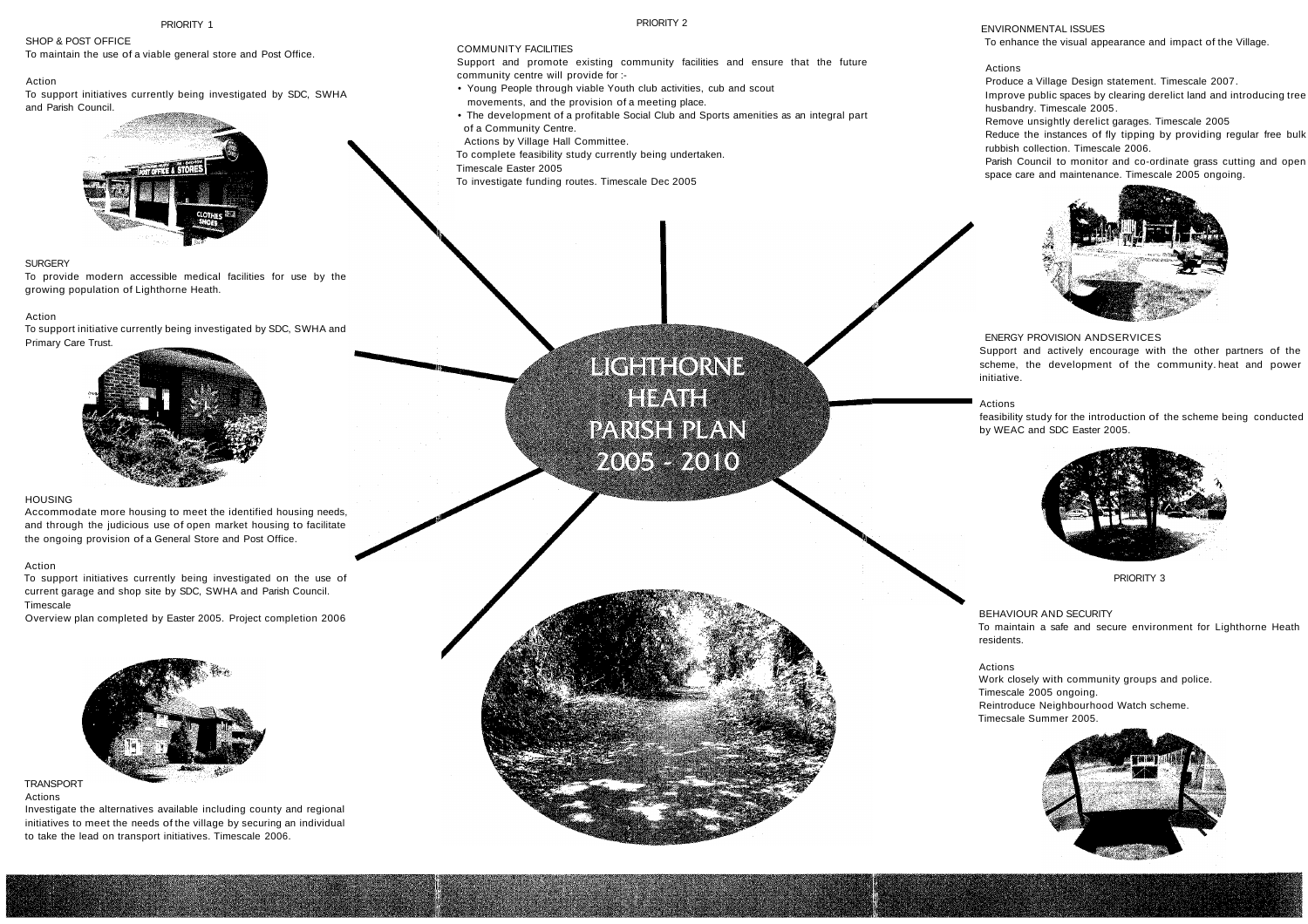# LIGHTHORNE HEATH PARISH PLAN 2005 - 2010

## PRIORITY 1

### SHOP & POST OFFICE

To maintain the use of a viable general store and Post Office.

Action

To support initiatives currently being investigated by SDC, SWHA and Parish Council.

### SURGERY

To provide modern accessible medical facilities for use by the growing population of Lighthorne Heath.

Action

To support initiative currently being investigated by SDC, SWHA and Primary Care Trust.

### HOUSING

Accommodate more housing to meet the identified housing needs, and through the judicious use of open market housing to facilitate the ongoing provision of a General Store and Post Office.

Action

To support initiatives currently being investigated on the use of current garage and shop site by SDC, SWHA and Parish Council.

Timescale

Overview plan completed by Easter 2005. Project completion 2006

### TRANSPORT

Actions

Investigate the alternatives available including county and regional initiatives to meet the needs of the village by securing an individual to take the lead on transport initiatives. Timescale 2006.

## PRIORITY 2

### COMMUNITY FACILITIES

Support and promote existing community facilities and ensure that the future community centre will provide for :-

- Young People through viable Youth club activities, cub and scout movements, and the provision of a meeting place.
- The development of a profitable Social Club and Sports amenities as an integral part of a Community Centre.

Actions by Village Hall Committee.

To complete feasibility study currently being undertaken.

Timescale Easter 2005

To investigate funding routes. Timescale Dec 2005

### ENVIRONMENTAL ISSUES

To enhance the visual appearance and impact of the Village.

Actions

Produce a Village Design statement. Timescale 2007.

Improve public spaces by clearing derelict land and introducing tree husbandry. Timescale 2005.

Remove unsightly derelict garages. Timescale 2005

Reduce the instances of fly tipping by providing regular free bulk rubbish collection. Timescale 2006.

Parish Council to monitor and co-ordinate grass cutting and open space care and maintenance. Timescale 2005 ongoing.

### ENERGY PROVISION ANDSERVICES

Support and actively encourage with the other partners of the scheme, the development of the community. heat and power initiative.

Actions

feasibility study for the introduction of the scheme being conducted by WEAC and SDC Easter 2005.

## PRIORITY 3

### BEHAVIOUR AND SECURITY

To maintain a safe and secure environment for Lighthorne Heath residents.

Actions

Work closely with community groups and police.

Timescale 2005 ongoing.

Reintroduce Neighbourhood Watch scheme.

Timecsale Summer 2005.